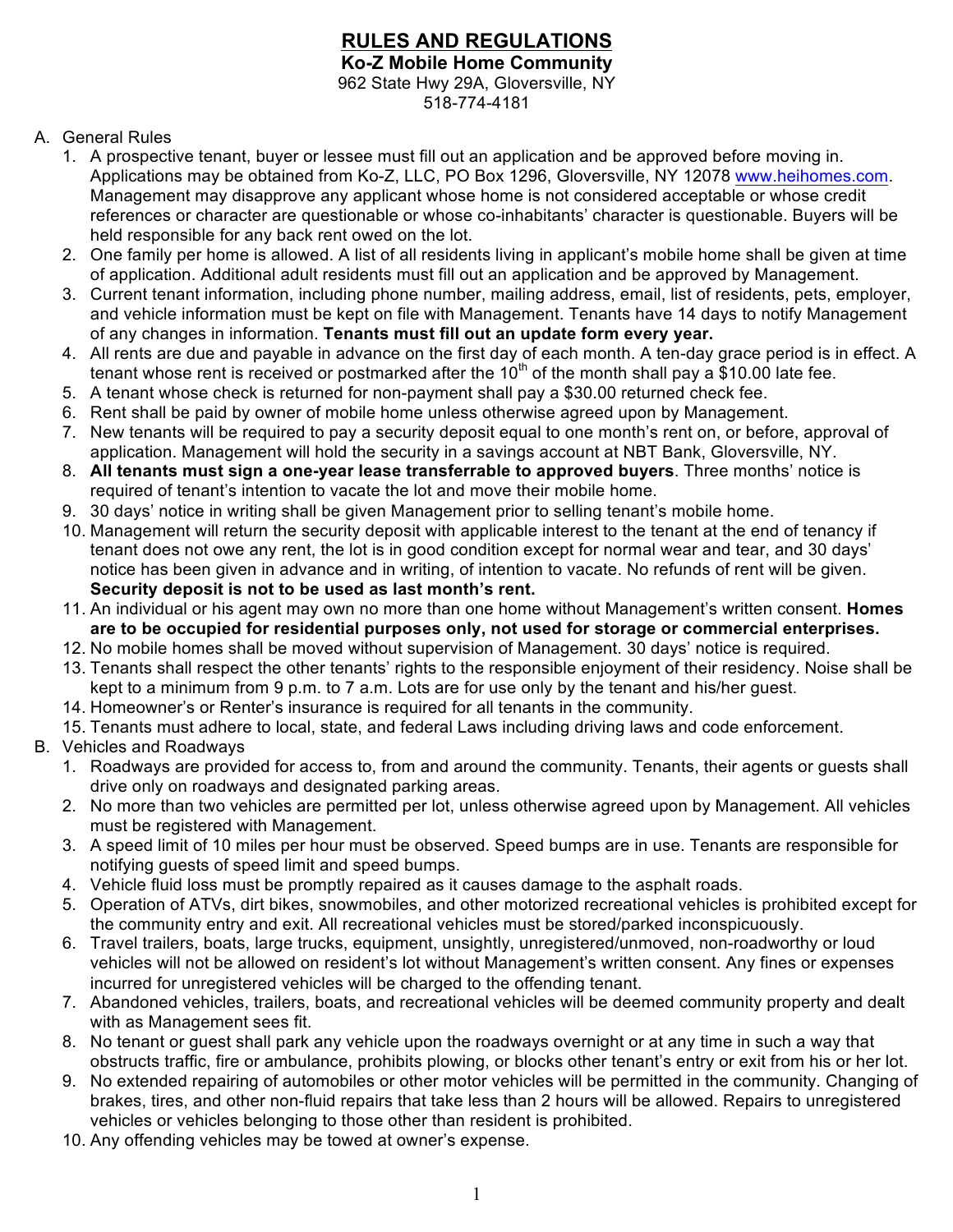# RULES AND REGULATIONS

**Ko-Z Mobile Home Community**

962 State Hwy 29A, Gloversville, NY

518-774-4181

A. General Rules
   1. A prospective tenant, buyer or lessee must fill out an application and be approved before moving in. Applications may be obtained from Ko-Z, LLC, PO Box 1296, Gloversville, NY 12078 www.heihomes.com. Management may disapprove any applicant whose home is not considered acceptable or whose credit references or character are questionable or whose co-inhabitants' character is questionable. Buyers will be held responsible for any back rent owed on the lot.
   2. One family per home is allowed. A list of all residents living in applicant's mobile home shall be given at time of application. Additional adult residents must fill out an application and be approved by Management.
   3. Current tenant information, including phone number, mailing address, email, list of residents, pets, employer, and vehicle information must be kept on file with Management. Tenants have 14 days to notify Management of any changes in information. **Tenants must fill out an update form every year.**
   4. All rents are due and payable in advance on the first day of each month. A ten-day grace period is in effect. A tenant whose rent is received or postmarked after the 10th of the month shall pay a $10.00 late fee.
   5. A tenant whose check is returned for non-payment shall pay a $30.00 returned check fee.
   6. Rent shall be paid by owner of mobile home unless otherwise agreed upon by Management.
   7. New tenants will be required to pay a security deposit equal to one month's rent on, or before, approval of application. Management will hold the security in a savings account at NBT Bank, Gloversville, NY.
   8. **All tenants must sign a one-year lease transferrable to approved buyers**. Three months' notice is required of tenant's intention to vacate the lot and move their mobile home.
   9. 30 days' notice in writing shall be given Management prior to selling tenant's mobile home.
   10. Management will return the security deposit with applicable interest to the tenant at the end of tenancy if tenant does not owe any rent, the lot is in good condition except for normal wear and tear, and 30 days' notice has been given in advance and in writing, of intention to vacate. No refunds of rent will be given. **Security deposit is not to be used as last month's rent.**
   11. An individual or his agent may own no more than one home without Management's written consent. **Homes are to be occupied for residential purposes only, not used for storage or commercial enterprises.**
   12. No mobile homes shall be moved without supervision of Management. 30 days' notice is required.
   13. Tenants shall respect the other tenants' rights to the responsible enjoyment of their residency. Noise shall be kept to a minimum from 9 p.m. to 7 a.m. Lots are for use only by the tenant and his/her guest.
   14. Homeowner's or Renter's insurance is required for all tenants in the community.
   15. Tenants must adhere to local, state, and federal Laws including driving laws and code enforcement.

B. Vehicles and Roadways
   1. Roadways are provided for access to, from and around the community. Tenants, their agents or guests shall drive only on roadways and designated parking areas.
   2. No more than two vehicles are permitted per lot, unless otherwise agreed upon by Management. All vehicles must be registered with Management.
   3. A speed limit of 10 miles per hour must be observed. Speed bumps are in use. Tenants are responsible for notifying guests of speed limit and speed bumps.
   4. Vehicle fluid loss must be promptly repaired as it causes damage to the asphalt roads.
   5. Operation of ATVs, dirt bikes, snowmobiles, and other motorized recreational vehicles is prohibited except for the community entry and exit. All recreational vehicles must be stored/parked inconspicuously.
   6. Travel trailers, boats, large trucks, equipment, unsightly, unregistered/unmoved, non-roadworthy or loud vehicles will not be allowed on resident's lot without Management's written consent. Any fines or expenses incurred for unregistered vehicles will be charged to the offending tenant.
   7. Abandoned vehicles, trailers, boats, and recreational vehicles will be deemed community property and dealt with as Management sees fit.
   8. No tenant or guest shall park any vehicle upon the roadways overnight or at any time in such a way that obstructs traffic, fire or ambulance, prohibits plowing, or blocks other tenant's entry or exit from his or her lot.
   9. No extended repairing of automobiles or other motor vehicles will be permitted in the community. Changing of brakes, tires, and other non-fluid repairs that take less than 2 hours will be allowed. Repairs to unregistered vehicles or vehicles belonging to those other than resident is prohibited.
   10. Any offending vehicles may be towed at owner's expense.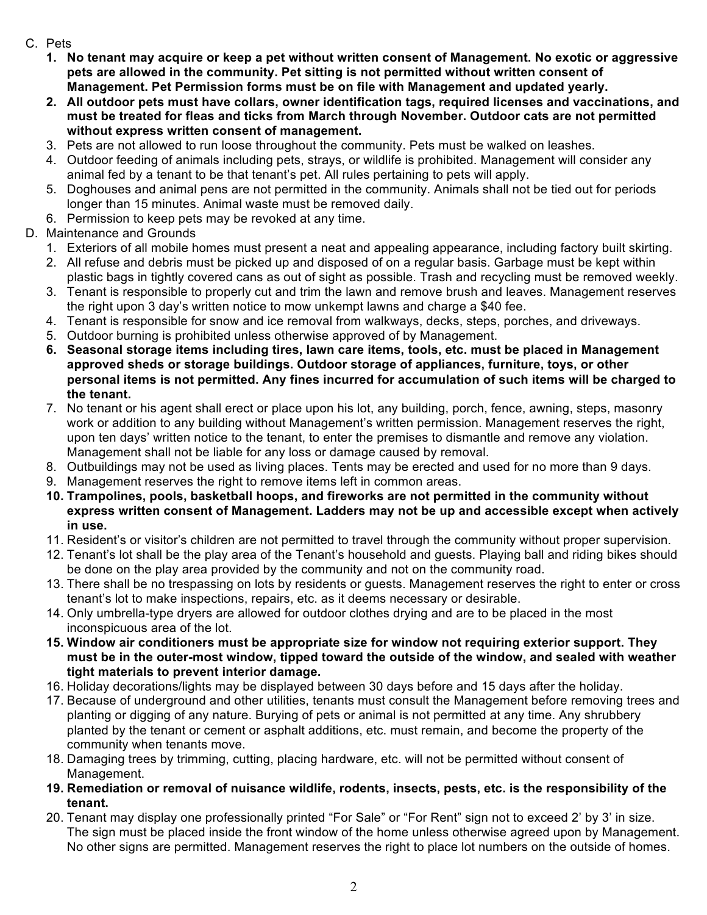C. Pets

1. **No tenant may acquire or keep a pet without written consent of Management. No exotic or aggressive pets are allowed in the community. Pet sitting is not permitted without written consent of Management. Pet Permission forms must be on file with Management and updated yearly.**
2. **All outdoor pets must have collars, owner identification tags, required licenses and vaccinations, and must be treated for fleas and ticks from March through November. Outdoor cats are not permitted without express written consent of management.**
3. Pets are not allowed to run loose throughout the community. Pets must be walked on leashes.
4. Outdoor feeding of animals including pets, strays, or wildlife is prohibited. Management will consider any animal fed by a tenant to be that tenant's pet. All rules pertaining to pets will apply.
5. Doghouses and animal pens are not permitted in the community. Animals shall not be tied out for periods longer than 15 minutes. Animal waste must be removed daily.
6. Permission to keep pets may be revoked at any time.

D. Maintenance and Grounds

1. Exteriors of all mobile homes must present a neat and appealing appearance, including factory built skirting.
2. All refuse and debris must be picked up and disposed of on a regular basis. Garbage must be kept within plastic bags in tightly covered cans as out of sight as possible. Trash and recycling must be removed weekly.
3. Tenant is responsible to properly cut and trim the lawn and remove brush and leaves. Management reserves the right upon 3 day's written notice to mow unkempt lawns and charge a $40 fee.
4. Tenant is responsible for snow and ice removal from walkways, decks, steps, porches, and driveways.
5. Outdoor burning is prohibited unless otherwise approved of by Management.
6. **Seasonal storage items including tires, lawn care items, tools, etc. must be placed in Management approved sheds or storage buildings. Outdoor storage of appliances, furniture, toys, or other personal items is not permitted. Any fines incurred for accumulation of such items will be charged to the tenant.**
7. No tenant or his agent shall erect or place upon his lot, any building, porch, fence, awning, steps, masonry work or addition to any building without Management's written permission. Management reserves the right, upon ten days' written notice to the tenant, to enter the premises to dismantle and remove any violation. Management shall not be liable for any loss or damage caused by removal.
8. Outbuildings may not be used as living places. Tents may be erected and used for no more than 9 days.
9. Management reserves the right to remove items left in common areas.
10. **Trampolines, pools, basketball hoops, and fireworks are not permitted in the community without express written consent of Management. Ladders may not be up and accessible except when actively in use.**
11. Resident's or visitor's children are not permitted to travel through the community without proper supervision.
12. Tenant's lot shall be the play area of the Tenant's household and guests. Playing ball and riding bikes should be done on the play area provided by the community and not on the community road.
13. There shall be no trespassing on lots by residents or guests. Management reserves the right to enter or cross tenant's lot to make inspections, repairs, etc. as it deems necessary or desirable.
14. Only umbrella-type dryers are allowed for outdoor clothes drying and are to be placed in the most inconspicuous area of the lot.
15. **Window air conditioners must be appropriate size for window not requiring exterior support. They must be in the outer-most window, tipped toward the outside of the window, and sealed with weather tight materials to prevent interior damage.**
16. Holiday decorations/lights may be displayed between 30 days before and 15 days after the holiday.
17. Because of underground and other utilities, tenants must consult the Management before removing trees and planting or digging of any nature. Burying of pets or animal is not permitted at any time. Any shrubbery planted by the tenant or cement or asphalt additions, etc. must remain, and become the property of the community when tenants move.
18. Damaging trees by trimming, cutting, placing hardware, etc. will not be permitted without consent of Management.
19. **Remediation or removal of nuisance wildlife, rodents, insects, pests, etc. is the responsibility of the tenant.**
20. Tenant may display one professionally printed "For Sale" or "For Rent" sign not to exceed 2' by 3' in size. The sign must be placed inside the front window of the home unless otherwise agreed upon by Management. No other signs are permitted. Management reserves the right to place lot numbers on the outside of homes.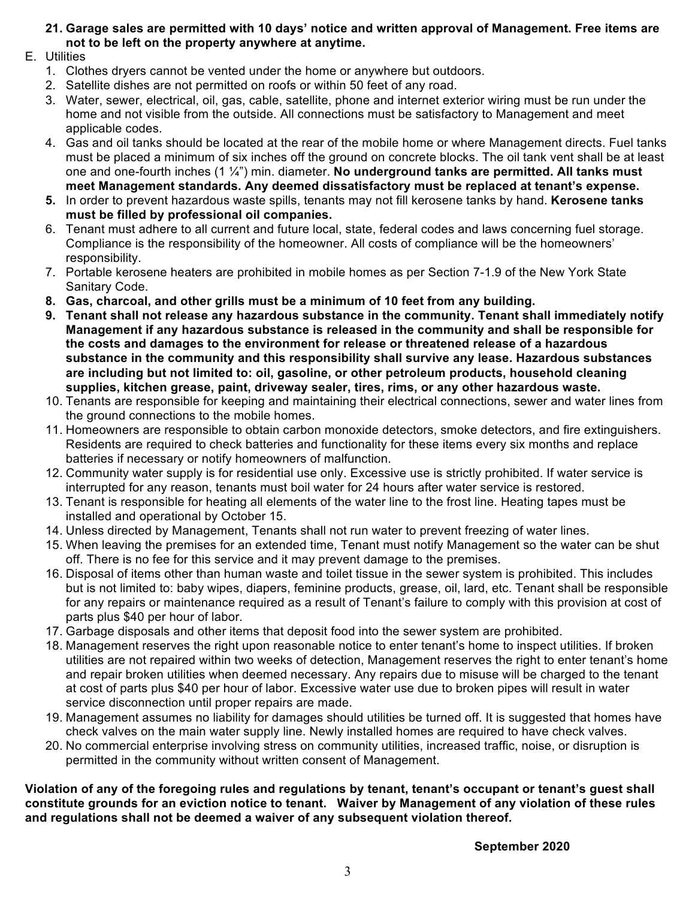21. **Garage sales are permitted with 10 days' notice and written approval of Management. Free items are not to be left on the property anywhere at anytime.**

E. Utilities

1. Clothes dryers cannot be vented under the home or anywhere but outdoors.
2. Satellite dishes are not permitted on roofs or within 50 feet of any road.
3. Water, sewer, electrical, oil, gas, cable, satellite, phone and internet exterior wiring must be run under the home and not visible from the outside. All connections must be satisfactory to Management and meet applicable codes.
4. Gas and oil tanks should be located at the rear of the mobile home or where Management directs. Fuel tanks must be placed a minimum of six inches off the ground on concrete blocks. The oil tank vent shall be at least one and one-fourth inches (1 ¼") min. diameter. **No underground tanks are permitted. All tanks must meet Management standards. Any deemed dissatisfactory must be replaced at tenant's expense.**
5. In order to prevent hazardous waste spills, tenants may not fill kerosene tanks by hand. **Kerosene tanks must be filled by professional oil companies.**
6. Tenant must adhere to all current and future local, state, federal codes and laws concerning fuel storage. Compliance is the responsibility of the homeowner. All costs of compliance will be the homeowners' responsibility.
7. Portable kerosene heaters are prohibited in mobile homes as per Section 7-1.9 of the New York State Sanitary Code.
8. **Gas, charcoal, and other grills must be a minimum of 10 feet from any building.**
9. **Tenant shall not release any hazardous substance in the community. Tenant shall immediately notify Management if any hazardous substance is released in the community and shall be responsible for the costs and damages to the environment for release or threatened release of a hazardous substance in the community and this responsibility shall survive any lease. Hazardous substances are including but not limited to: oil, gasoline, or other petroleum products, household cleaning supplies, kitchen grease, paint, driveway sealer, tires, rims, or any other hazardous waste.**
10. Tenants are responsible for keeping and maintaining their electrical connections, sewer and water lines from the ground connections to the mobile homes.
11. Homeowners are responsible to obtain carbon monoxide detectors, smoke detectors, and fire extinguishers. Residents are required to check batteries and functionality for these items every six months and replace batteries if necessary or notify homeowners of malfunction.
12. Community water supply is for residential use only. Excessive use is strictly prohibited. If water service is interrupted for any reason, tenants must boil water for 24 hours after water service is restored.
13. Tenant is responsible for heating all elements of the water line to the frost line. Heating tapes must be installed and operational by October 15.
14. Unless directed by Management, Tenants shall not run water to prevent freezing of water lines.
15. When leaving the premises for an extended time, Tenant must notify Management so the water can be shut off. There is no fee for this service and it may prevent damage to the premises.
16. Disposal of items other than human waste and toilet tissue in the sewer system is prohibited. This includes but is not limited to: baby wipes, diapers, feminine products, grease, oil, lard, etc. Tenant shall be responsible for any repairs or maintenance required as a result of Tenant's failure to comply with this provision at cost of parts plus $40 per hour of labor.
17. Garbage disposals and other items that deposit food into the sewer system are prohibited.
18. Management reserves the right upon reasonable notice to enter tenant's home to inspect utilities. If broken utilities are not repaired within two weeks of detection, Management reserves the right to enter tenant's home and repair broken utilities when deemed necessary. Any repairs due to misuse will be charged to the tenant at cost of parts plus $40 per hour of labor. Excessive water use due to broken pipes will result in water service disconnection until proper repairs are made.
19. Management assumes no liability for damages should utilities be turned off. It is suggested that homes have check valves on the main water supply line. Newly installed homes are required to have check valves.
20. No commercial enterprise involving stress on community utilities, increased traffic, noise, or disruption is permitted in the community without written consent of Management.

**Violation of any of the foregoing rules and regulations by tenant, tenant's occupant or tenant's guest shall constitute grounds for an eviction notice to tenant. Waiver by Management of any violation of these rules and regulations shall not be deemed a waiver of any subsequent violation thereof.**

**September 2020**